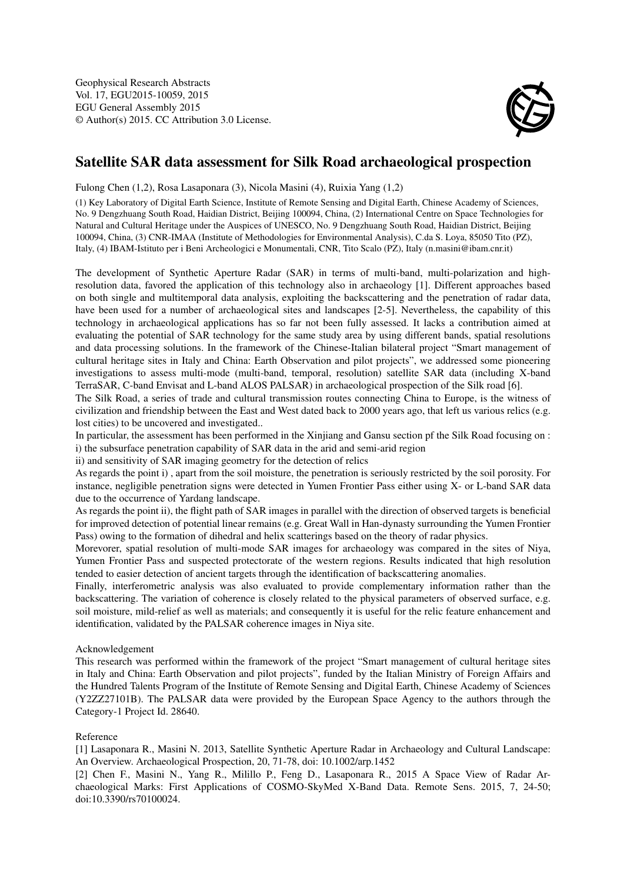Geophysical Research Abstracts
Vol. 17, EGU2015-10059, 2015
EGU General Assembly 2015
© Author(s) 2015. CC Attribution 3.0 License.

# Satellite SAR data assessment for Silk Road archaeological prospection

Fulong Chen (1,2), Rosa Lasaponara (3), Nicola Masini (4), Ruixia Yang (1,2)

(1) Key Laboratory of Digital Earth Science, Institute of Remote Sensing and Digital Earth, Chinese Academy of Sciences, No. 9 Dengzhuang South Road, Haidian District, Beijing 100094, China, (2) International Centre on Space Technologies for Natural and Cultural Heritage under the Auspices of UNESCO, No. 9 Dengzhuang South Road, Haidian District, Beijing 100094, China, (3) CNR-IMAA (Institute of Methodologies for Environmental Analysis), C.da S. Loya, 85050 Tito (PZ), Italy, (4) IBAM-Istituto per i Beni Archeologici e Monumentali, CNR, Tito Scalo (PZ), Italy (n.masini@ibam.cnr.it)

The development of Synthetic Aperture Radar (SAR) in terms of multi-band, multi-polarization and high-resolution data, favored the application of this technology also in archaeology [1]. Different approaches based on both single and multitemporal data analysis, exploiting the backscattering and the penetration of radar data, have been used for a number of archaeological sites and landscapes [2-5]. Nevertheless, the capability of this technology in archaeological applications has so far not been fully assessed. It lacks a contribution aimed at evaluating the potential of SAR technology for the same study area by using different bands, spatial resolutions and data processing solutions. In the framework of the Chinese-Italian bilateral project "Smart management of cultural heritage sites in Italy and China: Earth Observation and pilot projects", we addressed some pioneering investigations to assess multi-mode (multi-band, temporal, resolution) satellite SAR data (including X-band TerraSAR, C-band Envisat and L-band ALOS PALSAR) in archaeological prospection of the Silk road [6].

The Silk Road, a series of trade and cultural transmission routes connecting China to Europe, is the witness of civilization and friendship between the East and West dated back to 2000 years ago, that left us various relics (e.g. lost cities) to be uncovered and investigated..

In particular, the assessment has been performed in the Xinjiang and Gansu section pf the Silk Road focusing on :

i) the subsurface penetration capability of SAR data in the arid and semi-arid region

ii) and sensitivity of SAR imaging geometry for the detection of relics

As regards the point i) , apart from the soil moisture, the penetration is seriously restricted by the soil porosity. For instance, negligible penetration signs were detected in Yumen Frontier Pass either using X- or L-band SAR data due to the occurrence of Yardang landscape.

As regards the point ii), the flight path of SAR images in parallel with the direction of observed targets is beneficial for improved detection of potential linear remains (e.g. Great Wall in Han-dynasty surrounding the Yumen Frontier Pass) owing to the formation of dihedral and helix scatterings based on the theory of radar physics.

Morevorer, spatial resolution of multi-mode SAR images for archaeology was compared in the sites of Niya, Yumen Frontier Pass and suspected protectorate of the western regions. Results indicated that high resolution tended to easier detection of ancient targets through the identification of backscattering anomalies.

Finally, interferometric analysis was also evaluated to provide complementary information rather than the backscattering. The variation of coherence is closely related to the physical parameters of observed surface, e.g. soil moisture, mild-relief as well as materials; and consequently it is useful for the relic feature enhancement and identification, validated by the PALSAR coherence images in Niya site.

Acknowledgement

This research was performed within the framework of the project "Smart management of cultural heritage sites in Italy and China: Earth Observation and pilot projects", funded by the Italian Ministry of Foreign Affairs and the Hundred Talents Program of the Institute of Remote Sensing and Digital Earth, Chinese Academy of Sciences (Y2ZZ27101B). The PALSAR data were provided by the European Space Agency to the authors through the Category-1 Project Id. 28640.

Reference

[1] Lasaponara R., Masini N. 2013, Satellite Synthetic Aperture Radar in Archaeology and Cultural Landscape: An Overview. Archaeological Prospection, 20, 71-78, doi: 10.1002/arp.1452

[2] Chen F., Masini N., Yang R., Milillo P., Feng D., Lasaponara R., 2015 A Space View of Radar Archaeological Marks: First Applications of COSMO-SkyMed X-Band Data. Remote Sens. 2015, 7, 24-50; doi:10.3390/rs70100024.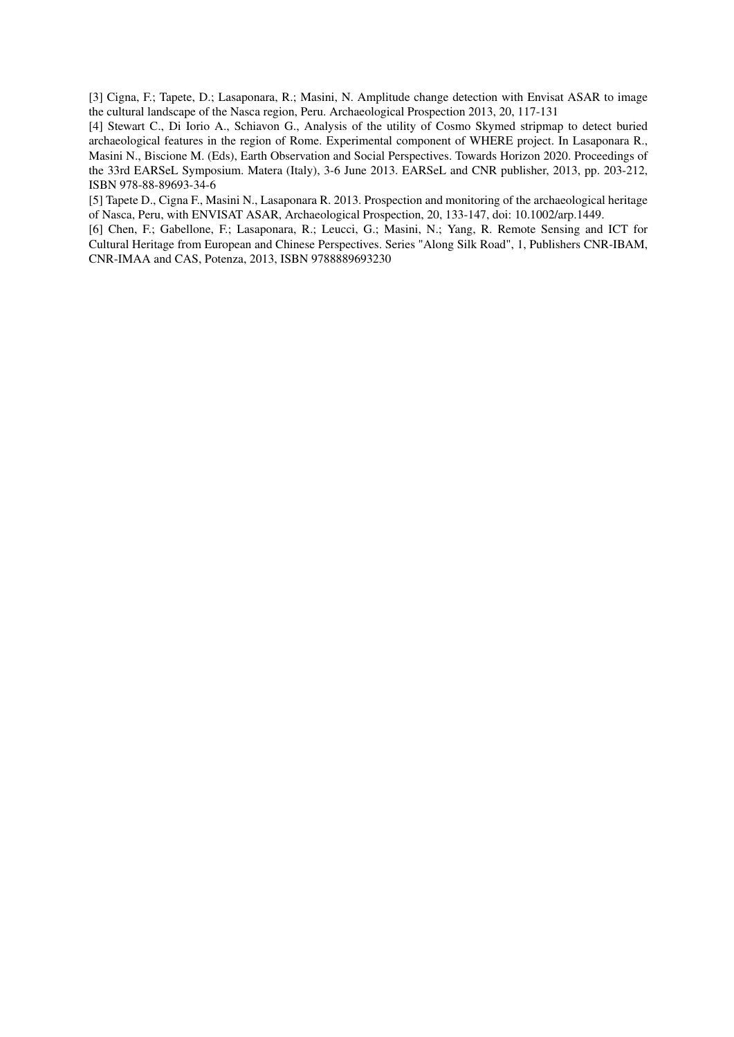[3] Cigna, F.; Tapete, D.; Lasaponara, R.; Masini, N. Amplitude change detection with Envisat ASAR to image the cultural landscape of the Nasca region, Peru. Archaeological Prospection 2013, 20, 117-131

[4] Stewart C., Di Iorio A., Schiavon G., Analysis of the utility of Cosmo Skymed stripmap to detect buried archaeological features in the region of Rome. Experimental component of WHERE project. In Lasaponara R., Masini N., Biscione M. (Eds), Earth Observation and Social Perspectives. Towards Horizon 2020. Proceedings of the 33rd EARSeL Symposium. Matera (Italy), 3-6 June 2013. EARSeL and CNR publisher, 2013, pp. 203-212, ISBN 978-88-89693-34-6

[5] Tapete D., Cigna F., Masini N., Lasaponara R. 2013. Prospection and monitoring of the archaeological heritage of Nasca, Peru, with ENVISAT ASAR, Archaeological Prospection, 20, 133-147, doi: 10.1002/arp.1449.

[6] Chen, F.; Gabellone, F.; Lasaponara, R.; Leucci, G.; Masini, N.; Yang, R. Remote Sensing and ICT for Cultural Heritage from European and Chinese Perspectives. Series "Along Silk Road", 1, Publishers CNR-IBAM, CNR-IMAA and CAS, Potenza, 2013, ISBN 9788889693230